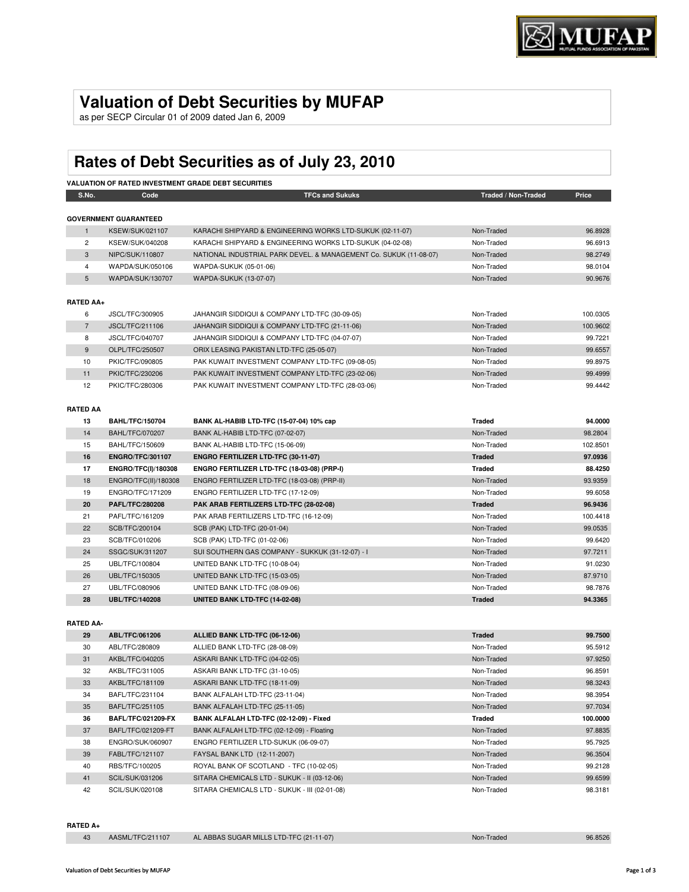# Valuation of Debt Securities by MUFAP

as per SECP Circular 01 of 2009 dated Jan 6, 2009

# Rates of Debt Securities as of July 23, 2010

**VALUATION OF RATED INVESTMENT GRADE DEBT SECURITIES**

| S.No. | Code | TFCs and Sukuks | Traded / Non-Traded | Price |
|---|---|---|---|---|
| **GOVERNMENT GUARANTEED** | | | | |
| 1 | KSEW/SUK/021107 | KARACHI SHIPYARD & ENGINEERING WORKS LTD-SUKUK (02-11-07) | Non-Traded | 96.8928 |
| 2 | KSEW/SUK/040208 | KARACHI SHIPYARD & ENGINEERING WORKS LTD-SUKUK (04-02-08) | Non-Traded | 96.6913 |
| 3 | NIPC/SUK/110807 | NATIONAL INDUSTRIAL PARK DEVEL. & MANAGEMENT Co. SUKUK (11-08-07) | Non-Traded | 98.2749 |
| 4 | WAPDA/SUK/050106 | WAPDA-SUKUK (05-01-06) | Non-Traded | 98.0104 |
| 5 | WAPDA/SUK/130707 | WAPDA-SUKUK (13-07-07) | Non-Traded | 90.9676 |
| **RATED AA+** | | | | |
| 6 | JSCL/TFC/300905 | JAHANGIR SIDDIQUI & COMPANY LTD-TFC (30-09-05) | Non-Traded | 100.0305 |
| 7 | JSCL/TFC/211106 | JAHANGIR SIDDIQUI & COMPANY LTD-TFC (21-11-06) | Non-Traded | 100.9602 |
| 8 | JSCL/TFC/040707 | JAHANGIR SIDDIQUI & COMPANY LTD-TFC (04-07-07) | Non-Traded | 99.7221 |
| 9 | OLPL/TFC/250507 | ORIX LEASING PAKISTAN LTD-TFC (25-05-07) | Non-Traded | 99.6557 |
| 10 | PKIC/TFC/090805 | PAK KUWAIT INVESTMENT COMPANY LTD-TFC (09-08-05) | Non-Traded | 99.8975 |
| 11 | PKIC/TFC/230206 | PAK KUWAIT INVESTMENT COMPANY LTD-TFC (23-02-06) | Non-Traded | 99.4999 |
| 12 | PKIC/TFC/280306 | PAK KUWAIT INVESTMENT COMPANY LTD-TFC (28-03-06) | Non-Traded | 99.4442 |
| **RATED AA** | | | | |
| **13** | **BAHL/TFC/150704** | **BANK AL-HABIB LTD-TFC (15-07-04) 10% cap** | **Traded** | **94.0000** |
| 14 | BAHL/TFC/070207 | BANK AL-HABIB LTD-TFC (07-02-07) | Non-Traded | 98.2804 |
| 15 | BAHL/TFC/150609 | BANK AL-HABIB LTD-TFC (15-06-09) | Non-Traded | 102.8501 |
| **16** | **ENGRO/TFC/301107** | **ENGRO FERTILIZER LTD-TFC (30-11-07)** | **Traded** | **97.0936** |
| **17** | **ENGRO/TFC(I)/180308** | **ENGRO FERTILIZER LTD-TFC (18-03-08) (PRP-I)** | **Traded** | **88.4250** |
| 18 | ENGRO/TFC(II)/180308 | ENGRO FERTILIZER LTD-TFC (18-03-08) (PRP-II) | Non-Traded | 93.9359 |
| 19 | ENGRO/TFC/171209 | ENGRO FERTILIZER LTD-TFC (17-12-09) | Non-Traded | 99.6058 |
| **20** | **PAFL/TFC/280208** | **PAK ARAB FERTILIZERS LTD-TFC (28-02-08)** | **Traded** | **96.9436** |
| 21 | PAFL/TFC/161209 | PAK ARAB FERTILIZERS LTD-TFC (16-12-09) | Non-Traded | 100.4418 |
| 22 | SCB/TFC/200104 | SCB (PAK) LTD-TFC (20-01-04) | Non-Traded | 99.0535 |
| 23 | SCB/TFC/010206 | SCB (PAK) LTD-TFC (01-02-06) | Non-Traded | 99.6420 |
| 24 | SSGC/SUK/311207 | SUI SOUTHERN GAS COMPANY - SUKKUK (31-12-07) - I | Non-Traded | 97.7211 |
| 25 | UBL/TFC/100804 | UNITED BANK LTD-TFC (10-08-04) | Non-Traded | 91.0230 |
| 26 | UBL/TFC/150305 | UNITED BANK LTD-TFC (15-03-05) | Non-Traded | 87.9710 |
| 27 | UBL/TFC/080906 | UNITED BANK LTD-TFC (08-09-06) | Non-Traded | 98.7876 |
| **28** | **UBL/TFC/140208** | **UNITED BANK LTD-TFC (14-02-08)** | **Traded** | **94.3365** |
| **RATED AA-** | | | | |
| **29** | **ABL/TFC/061206** | **ALLIED BANK LTD-TFC (06-12-06)** | **Traded** | **99.7500** |
| 30 | ABL/TFC/280809 | ALLIED BANK LTD-TFC (28-08-09) | Non-Traded | 95.5912 |
| 31 | AKBL/TFC/040205 | ASKARI BANK LTD-TFC (04-02-05) | Non-Traded | 97.9250 |
| 32 | AKBL/TFC/311005 | ASKARI BANK LTD-TFC (31-10-05) | Non-Traded | 96.8591 |
| 33 | AKBL/TFC/181109 | ASKARI BANK LTD-TFC (18-11-09) | Non-Traded | 98.3243 |
| 34 | BAFL/TFC/231104 | BANK ALFALAH LTD-TFC (23-11-04) | Non-Traded | 98.3954 |
| 35 | BAFL/TFC/251105 | BANK ALFALAH LTD-TFC (25-11-05) | Non-Traded | 97.7034 |
| **36** | **BAFL/TFC/021209-FX** | **BANK ALFALAH LTD-TFC (02-12-09) - Fixed** | **Traded** | **100.0000** |
| 37 | BAFL/TFC/021209-FT | BANK ALFALAH LTD-TFC (02-12-09) - Floating | Non-Traded | 97.8835 |
| 38 | ENGRO/SUK/060907 | ENGRO FERTILIZER LTD-SUKUK (06-09-07) | Non-Traded | 95.7925 |
| 39 | FABL/TFC/121107 | FAYSAL BANK LTD (12-11-2007) | Non-Traded | 96.3504 |
| 40 | RBS/TFC/100205 | ROYAL BANK OF SCOTLAND - TFC (10-02-05) | Non-Traded | 99.2128 |
| 41 | SCIL/SUK/031206 | SITARA CHEMICALS LTD - SUKUK - II (03-12-06) | Non-Traded | 99.6599 |
| 42 | SCIL/SUK/020108 | SITARA CHEMICALS LTD - SUKUK - III (02-01-08) | Non-Traded | 98.3181 |
| **RATED A+** | | | | |
| 43 | AASML/TFC/211107 | AL ABBAS SUGAR MILLS LTD-TFC (21-11-07) | Non-Traded | 96.8526 |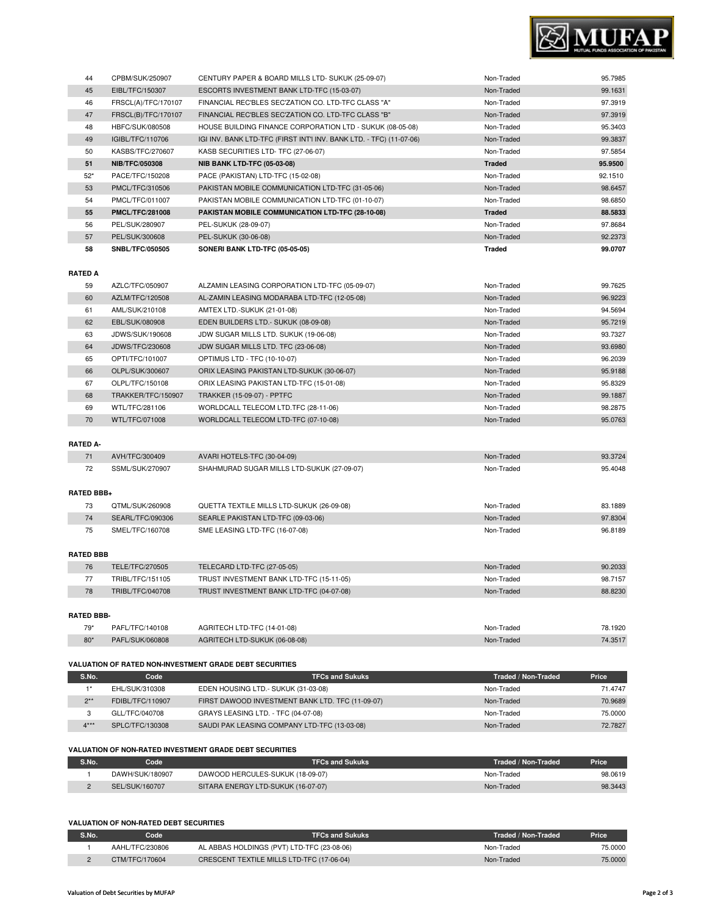| S.No. | Code | TFCs and Sukuks | Traded / Non-Traded | Price |
|---|---|---|---|---|
| 44 | CPBM/SUK/250907 | CENTURY PAPER & BOARD MILLS LTD- SUKUK (25-09-07) | Non-Traded | 95.7985 |
| 45 | EIBL/TFC/150307 | ESCORTS INVESTMENT BANK LTD-TFC (15-03-07) | Non-Traded | 99.1631 |
| 46 | FRSCL(A)/TFC/170107 | FINANCIAL REC'BLES SEC'ZATION CO. LTD-TFC CLASS "A" | Non-Traded | 97.3919 |
| 47 | FRSCL(B)/TFC/170107 | FINANCIAL REC'BLES SEC'ZATION CO. LTD-TFC CLASS "B" | Non-Traded | 97.3919 |
| 48 | HBFC/SUK/080508 | HOUSE BUILDING FINANCE CORPORATION LTD - SUKUK (08-05-08) | Non-Traded | 95.3403 |
| 49 | IGIBL/TFC/110706 | IGI INV. BANK LTD-TFC (FIRST INT'l INV. BANK LTD. - TFC) (11-07-06) | Non-Traded | 99.3837 |
| 50 | KASBS/TFC/270607 | KASB SECURITIES LTD- TFC (27-06-07) | Non-Traded | 97.5854 |
| **51** | **NIB/TFC/050308** | **NIB BANK LTD-TFC (05-03-08)** | **Traded** | **95.9500** |
| 52* | PACE/TFC/150208 | PACE (PAKISTAN) LTD-TFC (15-02-08) | Non-Traded | 92.1510 |
| 53 | PMCL/TFC/310506 | PAKISTAN MOBILE COMMUNICATION LTD-TFC (31-05-06) | Non-Traded | 98.6457 |
| 54 | PMCL/TFC/011007 | PAKISTAN MOBILE COMMUNICATION LTD-TFC (01-10-07) | Non-Traded | 98.6850 |
| **55** | **PMCL/TFC/281008** | **PAKISTAN MOBILE COMMUNICATION LTD-TFC (28-10-08)** | **Traded** | **88.5833** |
| 56 | PEL/SUK/280907 | PEL-SUKUK (28-09-07) | Non-Traded | 97.8684 |
| 57 | PEL/SUK/300608 | PEL-SUKUK (30-06-08) | Non-Traded | 92.2373 |
| **58** | **SNBL/TFC/050505** | **SONERI BANK LTD-TFC (05-05-05)** | **Traded** | **99.0707** |
| **RATED A** | | | | |
| 59 | AZLC/TFC/050907 | ALZAMIN LEASING CORPORATION LTD-TFC (05-09-07) | Non-Traded | 99.7625 |
| 60 | AZLM/TFC/120508 | AL-ZAMIN LEASING MODARABA LTD-TFC (12-05-08) | Non-Traded | 96.9223 |
| 61 | AML/SUK/210108 | AMTEX LTD.-SUKUK (21-01-08) | Non-Traded | 94.5694 |
| 62 | EBL/SUK/080908 | EDEN BUILDERS LTD.- SUKUK (08-09-08) | Non-Traded | 95.7219 |
| 63 | JDWS/SUK/190608 | JDW SUGAR MILLS LTD. SUKUK (19-06-08) | Non-Traded | 93.7327 |
| 64 | JDWS/TFC/230608 | JDW SUGAR MILLS LTD. TFC (23-06-08) | Non-Traded | 93.6980 |
| 65 | OPTI/TFC/101007 | OPTIMUS LTD - TFC (10-10-07) | Non-Traded | 96.2039 |
| 66 | OLPL/SUK/300607 | ORIX LEASING PAKISTAN LTD-SUKUK (30-06-07) | Non-Traded | 95.9188 |
| 67 | OLPL/TFC/150108 | ORIX LEASING PAKISTAN LTD-TFC (15-01-08) | Non-Traded | 95.8329 |
| 68 | TRAKKER/TFC/150907 | TRAKKER (15-09-07) - PPTFC | Non-Traded | 99.1887 |
| 69 | WTL/TFC/281106 | WORLDCALL TELECOM LTD.TFC (28-11-06) | Non-Traded | 98.2875 |
| 70 | WTL/TFC/071008 | WORLDCALL TELECOM LTD-TFC (07-10-08) | Non-Traded | 95.0763 |
| **RATED A-** | | | | |
| 71 | AVH/TFC/300409 | AVARI HOTELS-TFC (30-04-09) | Non-Traded | 93.3724 |
| 72 | SSML/SUK/270907 | SHAHMURAD SUGAR MILLS LTD-SUKUK (27-09-07) | Non-Traded | 95.4048 |
| **RATED BBB+** | | | | |
| 73 | QTML/SUK/260908 | QUETTA TEXTILE MILLS LTD-SUKUK (26-09-08) | Non-Traded | 83.1889 |
| 74 | SEARL/TFC/090306 | SEARLE PAKISTAN LTD-TFC (09-03-06) | Non-Traded | 97.8304 |
| 75 | SMEL/TFC/160708 | SME LEASING LTD-TFC (16-07-08) | Non-Traded | 96.8189 |
| **RATED BBB** | | | | |
| 76 | TELE/TFC/270505 | TELECARD LTD-TFC (27-05-05) | Non-Traded | 90.2033 |
| 77 | TRIBL/TFC/151105 | TRUST INVESTMENT BANK LTD-TFC (15-11-05) | Non-Traded | 98.7157 |
| 78 | TRIBL/TFC/040708 | TRUST INVESTMENT BANK LTD-TFC (04-07-08) | Non-Traded | 88.8230 |
| **RATED BBB-** | | | | |
| 79* | PAFL/TFC/140108 | AGRITECH LTD-TFC (14-01-08) | Non-Traded | 78.1920 |
| 80* | PAFL/SUK/060808 | AGRITECH LTD-SUKUK (06-08-08) | Non-Traded | 74.3517 |

**VALUATION OF RATED NON-INVESTMENT GRADE DEBT SECURITIES**

| S.No. | Code | TFCs and Sukuks | Traded / Non-Traded | Price |
|---|---|---|---|---|
| 1* | EHL/SUK/310308 | EDEN HOUSING LTD.- SUKUK (31-03-08) | Non-Traded | 71.4747 |
| 2** | FDIBL/TFC/110907 | FIRST DAWOOD INVESTMENT BANK LTD. TFC (11-09-07) | Non-Traded | 70.9689 |
| 3 | GLL/TFC/040708 | GRAYS LEASING LTD. - TFC (04-07-08) | Non-Traded | 75.0000 |
| 4*** | SPLC/TFC/130308 | SAUDI PAK LEASING COMPANY LTD-TFC (13-03-08) | Non-Traded | 72.7827 |

**VALUATION OF NON-RATED INVESTMENT GRADE DEBT SECURITIES**

| S.No. | Code | TFCs and Sukuks | Traded / Non-Traded | Price |
|---|---|---|---|---|
| 1 | DAWH/SUK/180907 | DAWOOD HERCULES-SUKUK (18-09-07) | Non-Traded | 98.0619 |
| 2 | SEL/SUK/160707 | SITARA ENERGY LTD-SUKUK (16-07-07) | Non-Traded | 98.3443 |

**VALUATION OF NON-RATED DEBT SECURITIES**

| S.No. | Code | TFCs and Sukuks | Traded / Non-Traded | Price |
|---|---|---|---|---|
| 1 | AAHL/TFC/230806 | AL ABBAS HOLDINGS (PVT) LTD-TFC (23-08-06) | Non-Traded | 75.0000 |
| 2 | CTM/TFC/170604 | CRESCENT TEXTILE MILLS LTD-TFC (17-06-04) | Non-Traded | 75.0000 |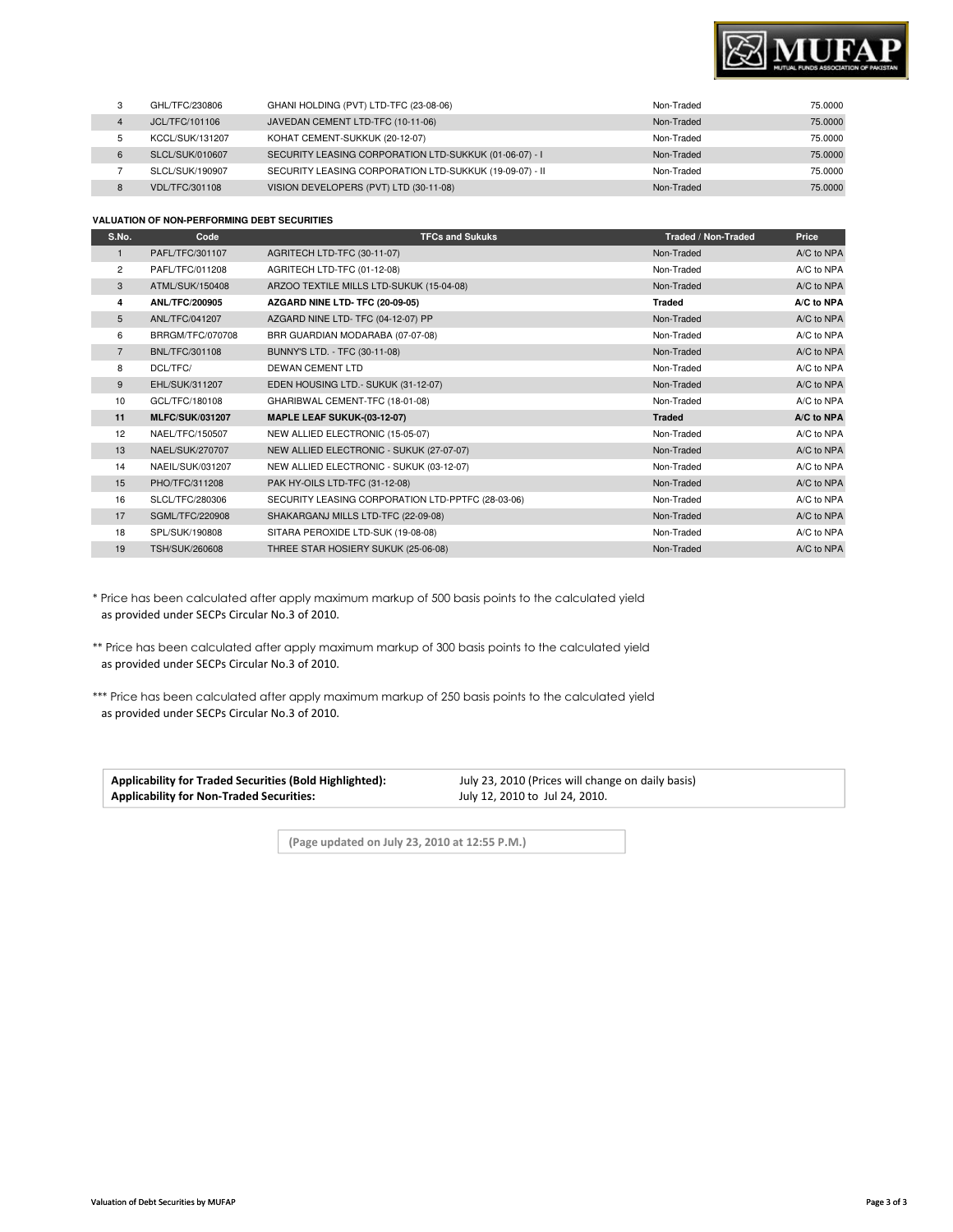| | | | | |
|---|---|---|---|---|
| 3 | GHL/TFC/230806 | GHANI HOLDING (PVT) LTD-TFC (23-08-06) | Non-Traded | 75.0000 |
| 4 | JCL/TFC/101106 | JAVEDAN CEMENT LTD-TFC (10-11-06) | Non-Traded | 75.0000 |
| 5 | KCCL/SUK/131207 | KOHAT CEMENT-SUKKUK (20-12-07) | Non-Traded | 75.0000 |
| 6 | SLCL/SUK/010607 | SECURITY LEASING CORPORATION LTD-SUKKUK (01-06-07) - I | Non-Traded | 75.0000 |
| 7 | SLCL/SUK/190907 | SECURITY LEASING CORPORATION LTD-SUKKUK (19-09-07) - II | Non-Traded | 75.0000 |
| 8 | VDL/TFC/301108 | VISION DEVELOPERS (PVT) LTD (30-11-08) | Non-Traded | 75.0000 |

**VALUATION OF NON-PERFORMING DEBT SECURITIES**

| S.No. | Code | TFCs and Sukuks | Traded / Non-Traded | Price |
|---|---|---|---|---|
| 1 | PAFL/TFC/301107 | AGRITECH LTD-TFC (30-11-07) | Non-Traded | A/C to NPA |
| 2 | PAFL/TFC/011208 | AGRITECH LTD-TFC (01-12-08) | Non-Traded | A/C to NPA |
| 3 | ATML/SUK/150408 | ARZOO TEXTILE MILLS LTD-SUKUK (15-04-08) | Non-Traded | A/C to NPA |
| **4** | **ANL/TFC/200905** | **AZGARD NINE LTD- TFC (20-09-05)** | **Traded** | **A/C to NPA** |
| 5 | ANL/TFC/041207 | AZGARD NINE LTD- TFC (04-12-07) PP | Non-Traded | A/C to NPA |
| 6 | BRRGM/TFC/070708 | BRR GUARDIAN MODARABA (07-07-08) | Non-Traded | A/C to NPA |
| 7 | BNL/TFC/301108 | BUNNY'S LTD. - TFC (30-11-08) | Non-Traded | A/C to NPA |
| 8 | DCL/TFC/ | DEWAN CEMENT LTD | Non-Traded | A/C to NPA |
| 9 | EHL/SUK/311207 | EDEN HOUSING LTD.- SUKUK (31-12-07) | Non-Traded | A/C to NPA |
| 10 | GCL/TFC/180108 | GHARIBWAL CEMENT-TFC (18-01-08) | Non-Traded | A/C to NPA |
| **11** | **MLFC/SUK/031207** | **MAPLE LEAF SUKUK-(03-12-07)** | **Traded** | **A/C to NPA** |
| 12 | NAEL/TFC/150507 | NEW ALLIED ELECTRONIC (15-05-07) | Non-Traded | A/C to NPA |
| 13 | NAEL/SUK/270707 | NEW ALLIED ELECTRONIC - SUKUK (27-07-07) | Non-Traded | A/C to NPA |
| 14 | NAEIL/SUK/031207 | NEW ALLIED ELECTRONIC - SUKUK (03-12-07) | Non-Traded | A/C to NPA |
| 15 | PHO/TFC/311208 | PAK HY-OILS LTD-TFC (31-12-08) | Non-Traded | A/C to NPA |
| 16 | SLCL/TFC/280306 | SECURITY LEASING CORPORATION LTD-PPTFC (28-03-06) | Non-Traded | A/C to NPA |
| 17 | SGML/TFC/220908 | SHAKARGANJ MILLS LTD-TFC (22-09-08) | Non-Traded | A/C to NPA |
| 18 | SPL/SUK/190808 | SITARA PEROXIDE LTD-SUK (19-08-08) | Non-Traded | A/C to NPA |
| 19 | TSH/SUK/260608 | THREE STAR HOSIERY SUKUK (25-06-08) | Non-Traded | A/C to NPA |

* Price has been calculated after apply maximum markup of 500 basis points to the calculated yield as provided under SECPs Circular No.3 of 2010.

** Price has been calculated after apply maximum markup of 300 basis points to the calculated yield as provided under SECPs Circular No.3 of 2010.

*** Price has been calculated after apply maximum markup of 250 basis points to the calculated yield as provided under SECPs Circular No.3 of 2010.

| | |
|---|---|
| **Applicability for Traded Securities (Bold Highlighted):** | July 23, 2010 (Prices will change on daily basis) |
| **Applicability for Non-Traded Securities:** | July 12, 2010 to Jul 24, 2010. |

**(Page updated on July 23, 2010 at 12:55 P.M.)**